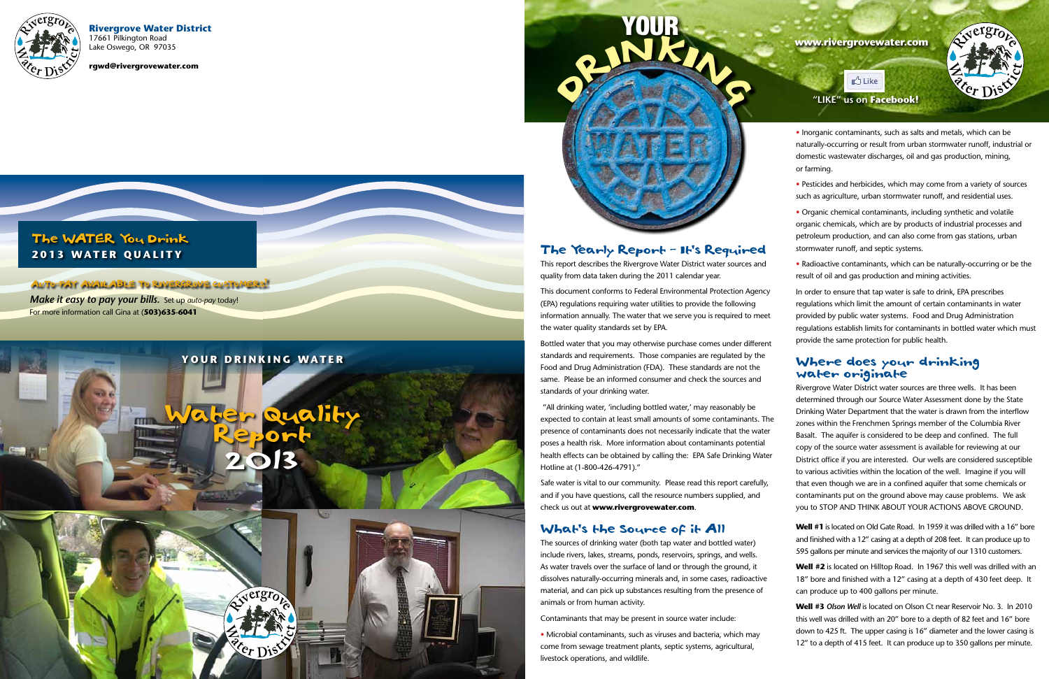**Rivergrove Water District**
17661 Pilkington Road
Lake Oswego, OR 97035

**rgwd@rivergrovewater.com**

## The WATER You Drink
### 2013 WATER QUALITY

**AUTO-PAY AVAILABLE TO RIVERGROVE CUSTOMERS!**

***Make it easy to pay your bills.*** Set up *auto-pay* today!
For more information call Gina at (**503)635-6041**

**YOUR DRINKING WATER**

# Water Quality Report 2013

# YOUR DRINKING WATER

**www.rivergrovewater.com**

"LIKE" us on **Facebook!**

## The Yearly Report – It's Required

This report describes the Rivergrove Water District water sources and quality from data taken during the 2011 calendar year.

This document conforms to Federal Environmental Protection Agency (EPA) regulations requiring water utilities to provide the following information annually. The water that we serve you is required to meet the water quality standards set by EPA.

Bottled water that you may otherwise purchase comes under different standards and requirements. Those companies are regulated by the Food and Drug Administration (FDA). These standards are not the same. Please be an informed consumer and check the sources and standards of your drinking water.

"All drinking water, 'including bottled water,' may reasonably be expected to contain at least small amounts of some contaminants. The presence of contaminants does not necessarily indicate that the water poses a health risk. More information about contaminants potential health effects can be obtained by calling the: EPA Safe Drinking Water Hotline at (1-800-426-4791)."

Safe water is vital to our community. Please read this report carefully, and if you have questions, call the resource numbers supplied, and check us out at **www.rivergrovewater.com**.

## What's the Source of it All

The sources of drinking water (both tap water and bottled water) include rivers, lakes, streams, ponds, reservoirs, springs, and wells. As water travels over the surface of land or through the ground, it dissolves naturally-occurring minerals and, in some cases, radioactive material, and can pick up substances resulting from the presence of animals or from human activity.

Contaminants that may be present in source water include:

- Microbial contaminants, such as viruses and bacteria, which may come from sewage treatment plants, septic systems, agricultural, livestock operations, and wildlife.
- Inorganic contaminants, such as salts and metals, which can be naturally-occurring or result from urban stormwater runoff, industrial or domestic wastewater discharges, oil and gas production, mining, or farming.
- Pesticides and herbicides, which may come from a variety of sources such as agriculture, urban stormwater runoff, and residential uses.
- Organic chemical contaminants, including synthetic and volatile organic chemicals, which are by products of industrial processes and petroleum production, and can also come from gas stations, urban stormwater runoff, and septic systems.
- Radioactive contaminants, which can be naturally-occurring or be the result of oil and gas production and mining activities.

In order to ensure that tap water is safe to drink, EPA prescribes regulations which limit the amount of certain contaminants in water provided by public water systems. Food and Drug Administration regulations establish limits for contaminants in bottled water which must provide the same protection for public health.

## Where does your drinking water originate

Rivergrove Water District water sources are three wells. It has been determined through our Source Water Assessment done by the State Drinking Water Department that the water is drawn from the interflow zones within the Frenchmen Springs member of the Columbia River Basalt. The aquifer is considered to be deep and confined. The full copy of the source water assessment is available for reviewing at our District office if you are interested. Our wells are considered susceptible to various activities within the location of the well. Imagine if you will that even though we are in a confined aquifer that some chemicals or contaminants put on the ground above may cause problems. We ask you to STOP AND THINK ABOUT YOUR ACTIONS ABOVE GROUND.

**Well #1** is located on Old Gate Road. In 1959 it was drilled with a 16" bore and finished with a 12" casing at a depth of 208 feet. It can produce up to 595 gallons per minute and services the majority of our 1310 customers.

**Well #2** is located on Hilltop Road. In 1967 this well was drilled with an 18" bore and finished with a 12" casing at a depth of 430 feet deep. It can produce up to 400 gallons per minute.

**Well #3** *Olson Well* is located on Olson Ct near Reservoir No. 3. In 2010 this well was drilled with an 20" bore to a depth of 82 feet and 16" bore down to 425 ft. The upper casing is 16" diameter and the lower casing is 12" to a depth of 415 feet. It can produce up to 350 gallons per minute.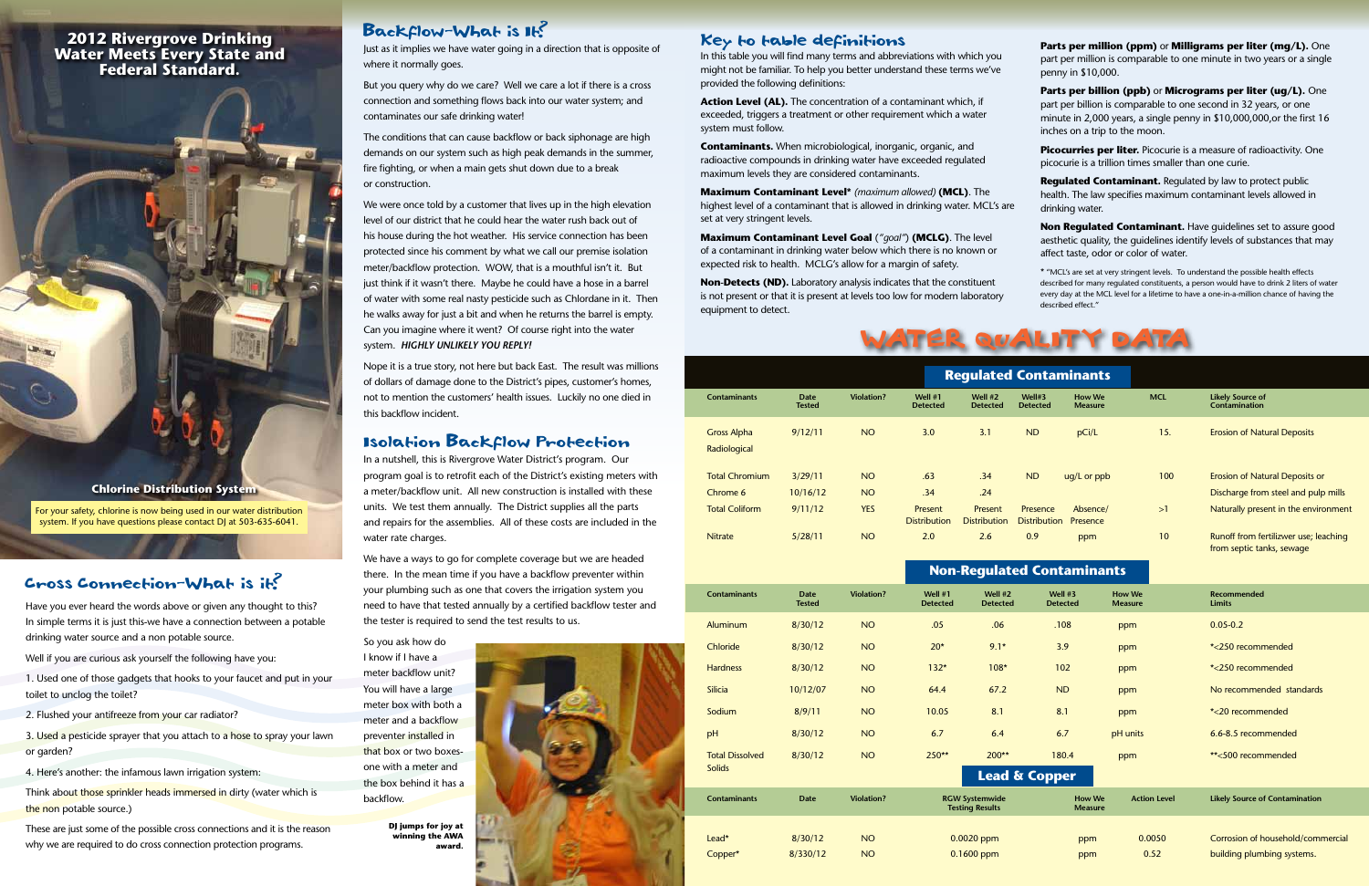# 2012 Rivergrove Drinking Water Meets Every State and Federal Standard.

**Chlorine Distribution System**

For your safety, chlorine is now being used in our water distribution system. If you have questions please contact DJ at 503-635-6041.

## Cross Connection-What is it?

Have you ever heard the words above or given any thought to this? In simple terms it is just this-we have a connection between a potable drinking water source and a non potable source.

Well if you are curious ask yourself the following have you:

1. Used one of those gadgets that hooks to your faucet and put in your toilet to unclog the toilet?

2. Flushed your antifreeze from your car radiator?

3. Used a pesticide sprayer that you attach to a hose to spray your lawn or garden?

4. Here's another: the infamous lawn irrigation system:

Think about those sprinkler heads immersed in dirty (water which is the non potable source.)

These are just some of the possible cross connections and it is the reason why we are required to do cross connection protection programs.

## Backflow-What is it?

Just as it implies we have water going in a direction that is opposite of where it normally goes.

But you query why do we care? Well we care a lot if there is a cross connection and something flows back into our water system; and contaminates our safe drinking water!

The conditions that can cause backflow or back siphonage are high demands on our system such as high peak demands in the summer, fire fighting, or when a main gets shut down due to a break or construction.

We were once told by a customer that lives up in the high elevation level of our district that he could hear the water rush back out of his house during the hot weather. His service connection has been protected since his comment by what we call our premise isolation meter/backflow protection. WOW, that is a mouthful isn't it. But just think if it wasn't there. Maybe he could have a hose in a barrel of water with some real nasty pesticide such as Chlordane in it. Then he walks away for just a bit and when he returns the barrel is empty. Can you imagine where it went? Of course right into the water system. ***HIGHLY UNLIKELY YOU REPLY!***

Nope it is a true story, not here but back East. The result was millions of dollars of damage done to the District's pipes, customer's homes, not to mention the customers' health issues. Luckily no one died in this backflow incident.

## Isolation Backflow Protection

In a nutshell, this is Rivergrove Water District's program. Our program goal is to retrofit each of the District's existing meters with a meter/backflow unit. All new construction is installed with these units. We test them annually. The District supplies all the parts and repairs for the assemblies. All of these costs are included in the water rate charges.

We have a ways to go for complete coverage but we are headed there. In the mean time if you have a backflow preventer within your plumbing such as one that covers the irrigation system you need to have that tested annually by a certified backflow tester and the tester is required to send the test results to us.

So you ask how do I know if I have a meter backflow unit? You will have a large meter box with both a meter and a backflow preventer installed in that box or two boxes-one with a meter and the box behind it has a backflow.

**DJ jumps for joy at winning the AWA award.**

## Key to table definitions

In this table you will find many terms and abbreviations with which you might not be familiar. To help you better understand these terms we've provided the following definitions:

**Action Level (AL).** The concentration of a contaminant which, if exceeded, triggers a treatment or other requirement which a water system must follow.

**Contaminants.** When microbiological, inorganic, organic, and radioactive compounds in drinking water have exceeded regulated maximum levels they are considered contaminants.

**Maximum Contaminant Level*** *(maximum allowed)* **(MCL)**. The highest level of a contaminant that is allowed in drinking water. MCL's are set at very stringent levels.

**Maximum Contaminant Level Goal** (*"goal"*) **(MCLG)**. The level of a contaminant in drinking water below which there is no known or expected risk to health. MCLG's allow for a margin of safety.

**Non-Detects (ND).** Laboratory analysis indicates that the constituent is not present or that it is present at levels too low for modern laboratory equipment to detect.

**Parts per million (ppm)** or **Milligrams per liter (mg/L).** One part per million is comparable to one minute in two years or a single penny in $10,000.

**Parts per billion (ppb)** or **Micrograms per liter (ug/L).** One part per billion is comparable to one second in 32 years, or one minute in 2,000 years, a single penny in $10,000,000,or the first 16 inches on a trip to the moon.

**Picocuries per liter.** Picocurie is a measure of radioactivity. One picocurie is a trillion times smaller than one curie.

**Regulated Contaminant.** Regulated by law to protect public health. The law specifies maximum contaminant levels allowed in drinking water.

**Non Regulated Contaminant.** Have guidelines set to assure good aesthetic quality, the guidelines identify levels of substances that may affect taste, odor or color of water.

* "MCL's are set at very stringent levels. To understand the possible health effects described for many regulated constituents, a person would have to drink 2 liters of water every day at the MCL level for a lifetime to have a one-in-a-million chance of having the described effect."

# WATER QUALITY DATA

### Regulated Contaminants

| Contaminants | Date Tested | Violation? | Well #1 Detected | Well #2 Detected | Well#3 Detected | How We Measure | MCL | Likely Source of Contamination |
|---|---|---|---|---|---|---|---|---|
| Gross Alpha Radiological | 9/12/11 | NO | 3.0 | 3.1 | ND | pCi/L | 15. | Erosion of Natural Deposits |
| Total Chromium | 3/29/11 | NO | .63 | .34 | ND | ug/L or ppb | 100 | Erosion of Natural Deposits or |
| Chrome 6 | 10/16/12 | NO | .34 | .24 | | | | Discharge from steel and pulp mills |
| Total Coliform | 9/11/12 | YES | Present Distribution | Present Distribution | Presence Distribution | Absence/ Presence | >1 | Naturally present in the environment |
| Nitrate | 5/28/11 | NO | 2.0 | 2.6 | 0.9 | ppm | 10 | Runoff from fertilizwer use; leaching from septic tanks, sewage |

### Non-Regulated Contaminants

| Contaminants | Date Tested | Violation? | Well #1 Detected | Well #2 Detected | Well #3 Detected | How We Measure | Recommended Limits |
|---|---|---|---|---|---|---|---|
| Aluminum | 8/30/12 | NO | .05 | .06 | .108 | ppm | 0.05-0.2 |
| Chloride | 8/30/12 | NO | 20* | 9.1* | 3.9 | ppm | *<250 recommended |
| Hardness | 8/30/12 | NO | 132* | 108* | 102 | ppm | *<250 recommended |
| Silicia | 10/12/07 | NO | 64.4 | 67.2 | ND | ppm | No recommended standards |
| Sodium | 8/9/11 | NO | 10.05 | 8.1 | 8.1 | ppm | *<20 recommended |
| pH | 8/30/12 | NO | 6.7 | 6.4 | 6.7 | pH units | 6.6-8.5 recommended |
| Total Dissolved Solids | 8/30/12 | NO | 250** | 200** | 180.4 | ppm | **<500 recommended |

### Lead & Copper

| Contaminants | Date | Violation? | RGW Systemwide Testing Results | How We Measure | Action Level | Likely Source of Contamination |
|---|---|---|---|---|---|---|
| Lead* | 8/30/12 | NO | 0.0020 ppm | ppm | 0.0050 | Corrosion of household/commercial |
| Copper* | 8/330/12 | NO | 0.1600 ppm | ppm | 0.52 | building plumbing systems. |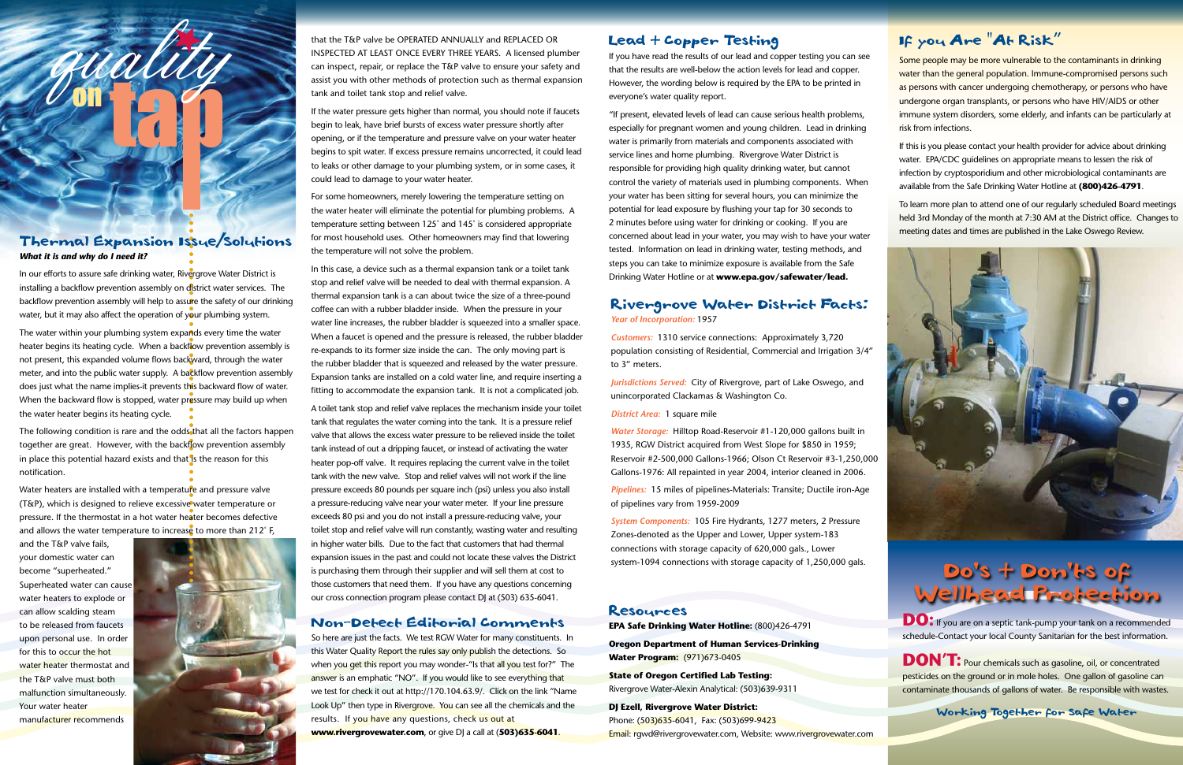# quality on tap

## Thermal Expansion Issue/Solutions

***What it is and why do I need it?***

In our efforts to assure safe drinking water, Rivergrove Water District is installing a backflow prevention assembly on district water services. The backflow prevention assembly will help to assure the safety of our drinking water, but it may also affect the operation of your plumbing system.

The water within your plumbing system expands every time the water heater begins its heating cycle. When a backflow prevention assembly is not present, this expanded volume flows backward, through the water meter, and into the public water supply. A backflow prevention assembly does just what the name implies-it prevents this backward flow of water. When the backward flow is stopped, water pressure may build up when the water heater begins its heating cycle.

The following condition is rare and the odds that all the factors happen together are great. However, with the backflow prevention assembly in place this potential hazard exists and that is the reason for this notification.

Water heaters are installed with a temperature and pressure valve (T&P), which is designed to relieve excessive water temperature or pressure. If the thermostat in a hot water heater becomes defective and allows the water temperature to increase to more than 212˚ F, and the T&P valve fails, your domestic water can become "superheated." Superheated water can cause water heaters to explode or can allow scalding steam to be released from faucets upon personal use. In order for this to occur the hot water heater thermostat and the T&P valve must both malfunction simultaneously. Your water heater manufacturer recommends that the T&P valve be OPERATED ANNUALLY and REPLACED OR INSPECTED AT LEAST ONCE EVERY THREE YEARS. A licensed plumber can inspect, repair, or replace the T&P valve to ensure your safety and assist you with other methods of protection such as thermal expansion tank and toilet tank stop and relief valve.

If the water pressure gets higher than normal, you should note if faucets begin to leak, have brief bursts of excess water pressure shortly after opening, or if the temperature and pressure valve on your water heater begins to spit water. If excess pressure remains uncorrected, it could lead to leaks or other damage to your plumbing system, or in some cases, it could lead to damage to your water heater.

For some homeowners, merely lowering the temperature setting on the water heater will eliminate the potential for plumbing problems. A temperature setting between 125˚ and 145˚ is considered appropriate for most household uses. Other homeowners may find that lowering the temperature will not solve the problem.

In this case, a device such as a thermal expansion tank or a toilet tank stop and relief valve will be needed to deal with thermal expansion. A thermal expansion tank is a can about twice the size of a three-pound coffee can with a rubber bladder inside. When the pressure in your water line increases, the rubber bladder is squeezed into a smaller space. When a faucet is opened and the pressure is released, the rubber bladder re-expands to its former size inside the can. The only moving part is the rubber bladder that is squeezed and released by the water pressure. Expansion tanks are installed on a cold water line, and require inserting a fitting to accommodate the expansion tank. It is not a complicated job.

A toilet tank stop and relief valve replaces the mechanism inside your toilet tank that regulates the water coming into the tank. It is a pressure relief valve that allows the excess water pressure to be relieved inside the toilet tank instead of out a dripping faucet, or instead of activating the water heater pop-off valve. It requires replacing the current valve in the toilet tank with the new valve. Stop and relief valves will not work if the line pressure exceeds 80 pounds per square inch (psi) unless you also install a pressure-reducing valve near your water meter. If your line pressure exceeds 80 psi and you do not install a pressure-reducing valve, your toilet stop and relief valve will run constantly, wasting water and resulting in higher water bills. Due to the fact that customers that had thermal expansion issues in the past and could not locate these valves the District is purchasing them through their supplier and will sell them at cost to those customers that need them. If you have any questions concerning our cross connection program please contact DJ at (503) 635-6041.

## Non-Detect Editorial Comments

So here are just the facts. We test RGW Water for many constituents. In this Water Quality Report the rules say only publish the detections. So when you get this report you may wonder-"Is that all you test for?" The answer is an emphatic "NO". If you would like to see everything that we test for check it out at http://170.104.63.9/. Click on the link "Name Look Up" then type in Rivergrove. You can see all the chemicals and the results. If you have any questions, check us out at **www.rivergrovewater.com**, or give DJ a call at (**503)635-6041**.

## Lead + Copper Testing

If you have read the results of our lead and copper testing you can see that the results are well-below the action levels for lead and copper. However, the wording below is required by the EPA to be printed in everyone's water quality report.

"If present, elevated levels of lead can cause serious health problems, especially for pregnant women and young children. Lead in drinking water is primarily from materials and components associated with service lines and home plumbing. Rivergrove Water District is responsible for providing high quality drinking water, but cannot control the variety of materials used in plumbing components. When your water has been sitting for several hours, you can minimize the potential for lead exposure by flushing your tap for 30 seconds to 2 minutes before using water for drinking or cooking. If you are concerned about lead in your water, you may wish to have your water tested. Information on lead in drinking water, testing methods, and steps you can take to minimize exposure is available from the Safe Drinking Water Hotline or at **www.epa.gov/safewater/lead.**

## Rivergrove Water District Facts:

*Year of Incorporation:* 1957

*Customers:* 1310 service connections: Approximately 3,720 population consisting of Residential, Commercial and Irrigation 3/4" to 3" meters.

*Jurisdictions Served:* City of Rivergrove, part of Lake Oswego, and unincorporated Clackamas & Washington Co.

*District Area:* 1 square mile

*Water Storage:* Hilltop Road-Reservoir #1-120,000 gallons built in 1935, RGW District acquired from West Slope for $850 in 1959; Reservoir #2-500,000 Gallons-1966; Olson Ct Reservoir #3-1,250,000 Gallons-1976: All repainted in year 2004, interior cleaned in 2006.

*Pipelines:* 15 miles of pipelines-Materials: Transite; Ductile iron-Age of pipelines vary from 1959-2009

*System Components:* 105 Fire Hydrants, 1277 meters, 2 Pressure Zones-denoted as the Upper and Lower, Upper system-183 connections with storage capacity of 620,000 gals., Lower system-1094 connections with storage capacity of 1,250,000 gals.

## Resources

**EPA Safe Drinking Water Hotline:** (800)426-4791

**Oregon Department of Human Services-Drinking Water Program:** (971)673-0405

**State of Oregon Certified Lab Testing:**
Rivergrove Water-Alexin Analytical: (503)639-9311

**DJ Ezell, Rivergrove Water District:**
Phone: (503)635-6041, Fax: (503)699-9423
Email: rgwd@rivergrovewater.com, Website: www.rivergrovewater.com

## If you Are "At Risk"

Some people may be more vulnerable to the contaminants in drinking water than the general population. Immune-compromised persons such as persons with cancer undergoing chemotherapy, or persons who have undergone organ transplants, or persons who have HIV/AIDS or other immune system disorders, some elderly, and infants can be particularly at risk from infections.

If this is you please contact your health provider for advice about drinking water. EPA/CDC guidelines on appropriate means to lessen the risk of infection by cryptosporidium and other microbiological contaminants are available from the Safe Drinking Water Hotline at **(800)426-4791**.

To learn more plan to attend one of our regularly scheduled Board meetings held 3rd Monday of the month at 7:30 AM at the District office. Changes to meeting dates and times are published in the Lake Oswego Review.

## Do's + Don'ts of Wellhead Protection

**DO:** If you are on a septic tank-pump your tank on a recommended schedule-Contact your local County Sanitarian for the best information.

**DON'T:** Pour chemicals such as gasoline, oil, or concentrated pesticides on the ground or in mole holes. One gallon of gasoline can contaminate thousands of gallons of water. Be responsible with wastes.

Working Together for Safe Water